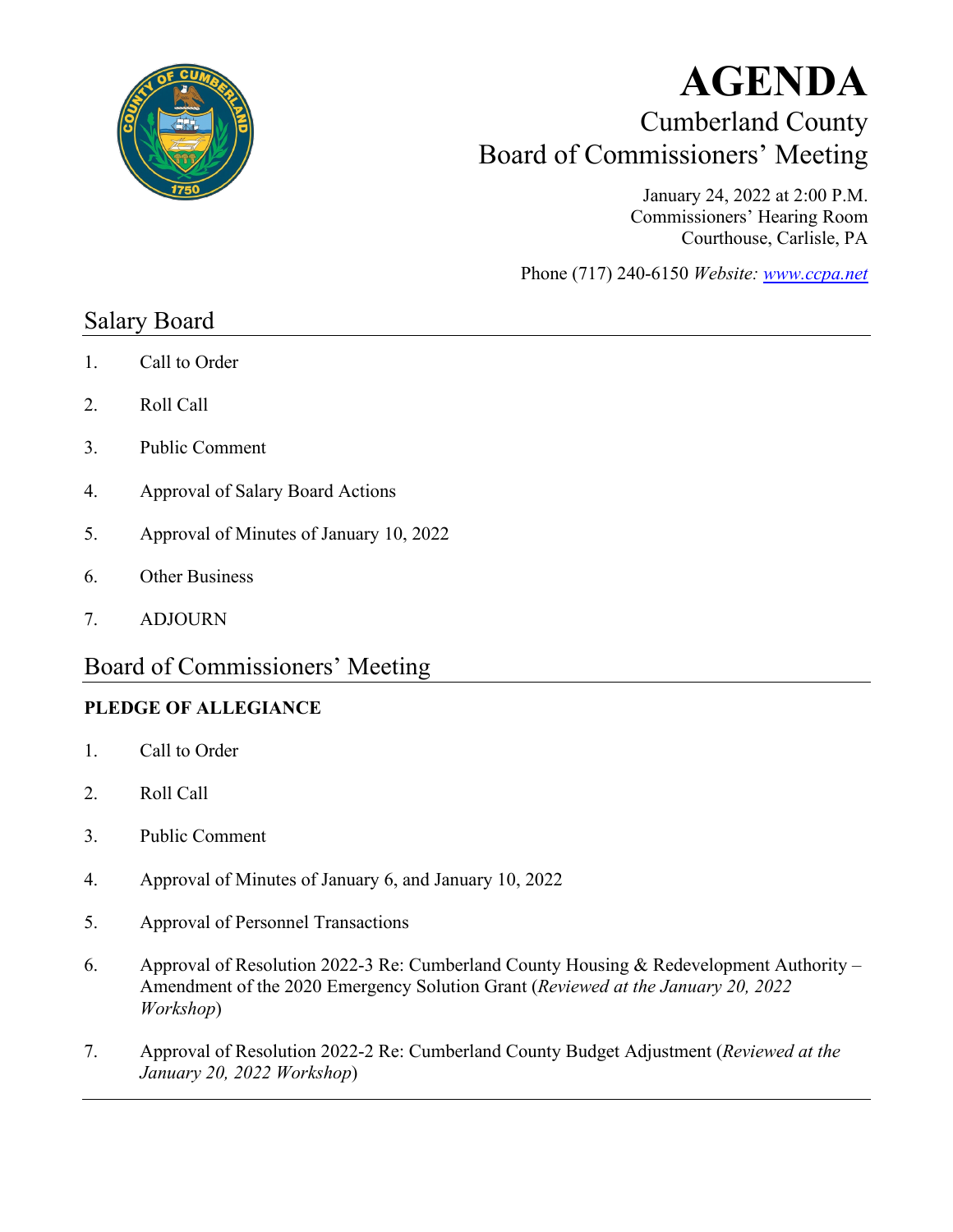# AGENDA

## Cumberland County
## Board of Commissioners' Meeting

January 24, 2022 at 2:00 P.M.
Commissioners' Hearing Room
Courthouse, Carlisle, PA

Phone (717) 240-6150 *Website: www.ccpa.net*

## Salary Board

1. Call to Order
2. Roll Call
3. Public Comment
4. Approval of Salary Board Actions
5. Approval of Minutes of January 10, 2022
6. Other Business
7. ADJOURN

## Board of Commissioners' Meeting

**PLEDGE OF ALLEGIANCE**

1. Call to Order
2. Roll Call
3. Public Comment
4. Approval of Minutes of January 6, and January 10, 2022
5. Approval of Personnel Transactions
6. Approval of Resolution 2022-3 Re: Cumberland County Housing & Redevelopment Authority – Amendment of the 2020 Emergency Solution Grant (*Reviewed at the January 20, 2022 Workshop*)
7. Approval of Resolution 2022-2 Re: Cumberland County Budget Adjustment (*Reviewed at the January 20, 2022 Workshop*)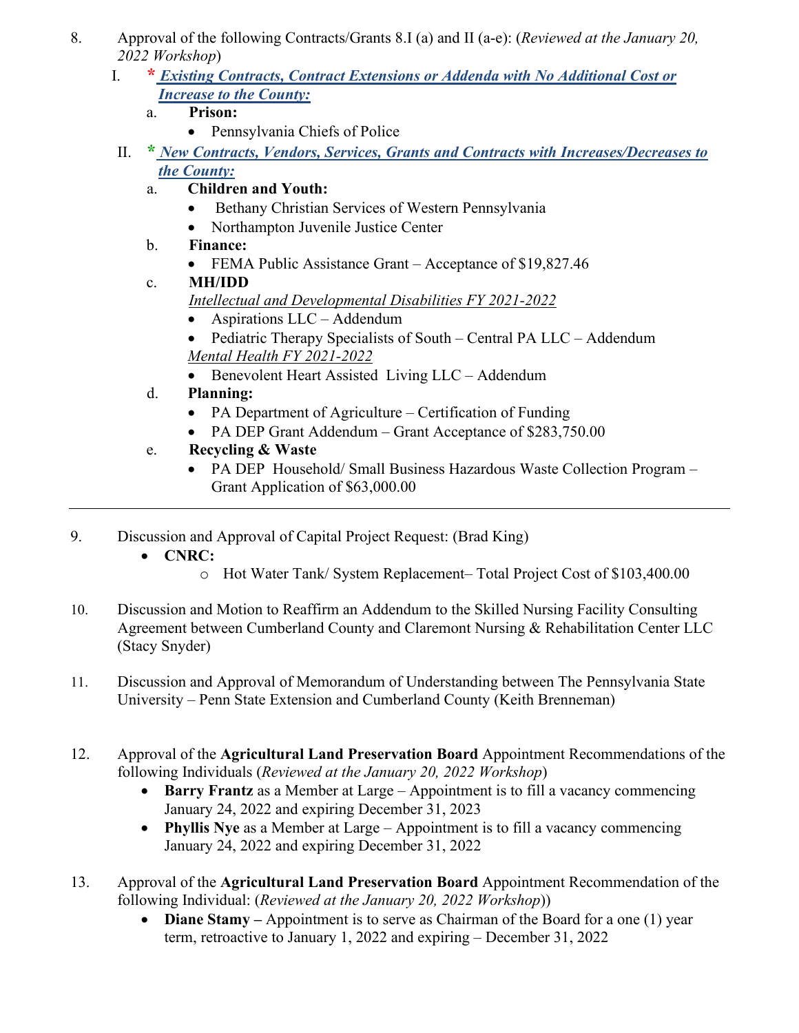8. Approval of the following Contracts/Grants 8.I (a) and II (a-e): (*Reviewed at the January 20, 2022 Workshop*)

   I. * ***Existing Contracts, Contract Extensions or Addenda with No Additional Cost or Increase to the County:***

      a. **Prison:**
         - Pennsylvania Chiefs of Police

   II. * ***New Contracts, Vendors, Services, Grants and Contracts with Increases/Decreases to the County:***

      a. **Children and Youth:**
         - Bethany Christian Services of Western Pennsylvania
         - Northampton Juvenile Justice Center

      b. **Finance:**
         - FEMA Public Assistance Grant – Acceptance of $19,827.46

      c. **MH/IDD**

         *Intellectual and Developmental Disabilities FY 2021-2022*
         - Aspirations LLC – Addendum
         - Pediatric Therapy Specialists of South – Central PA LLC – Addendum

         *Mental Health FY 2021-2022*
         - Benevolent Heart Assisted Living LLC – Addendum

      d. **Planning:**
         - PA Department of Agriculture – Certification of Funding
         - PA DEP Grant Addendum – Grant Acceptance of $283,750.00

      e. **Recycling & Waste**
         - PA DEP Household/ Small Business Hazardous Waste Collection Program – Grant Application of $63,000.00

---

9. Discussion and Approval of Capital Project Request: (Brad King)
   - **CNRC:**
     - Hot Water Tank/ System Replacement– Total Project Cost of $103,400.00

10. Discussion and Motion to Reaffirm an Addendum to the Skilled Nursing Facility Consulting Agreement between Cumberland County and Claremont Nursing & Rehabilitation Center LLC (Stacy Snyder)

11. Discussion and Approval of Memorandum of Understanding between The Pennsylvania State University – Penn State Extension and Cumberland County (Keith Brenneman)

12. Approval of the **Agricultural Land Preservation Board** Appointment Recommendations of the following Individuals (*Reviewed at the January 20, 2022 Workshop*)
    - **Barry Frantz** as a Member at Large – Appointment is to fill a vacancy commencing January 24, 2022 and expiring December 31, 2023
    - **Phyllis Nye** as a Member at Large – Appointment is to fill a vacancy commencing January 24, 2022 and expiring December 31, 2022

13. Approval of the **Agricultural Land Preservation Board** Appointment Recommendation of the following Individual: (*Reviewed at the January 20, 2022 Workshop*))
    - **Diane Stamy –** Appointment is to serve as Chairman of the Board for a one (1) year term, retroactive to January 1, 2022 and expiring – December 31, 2022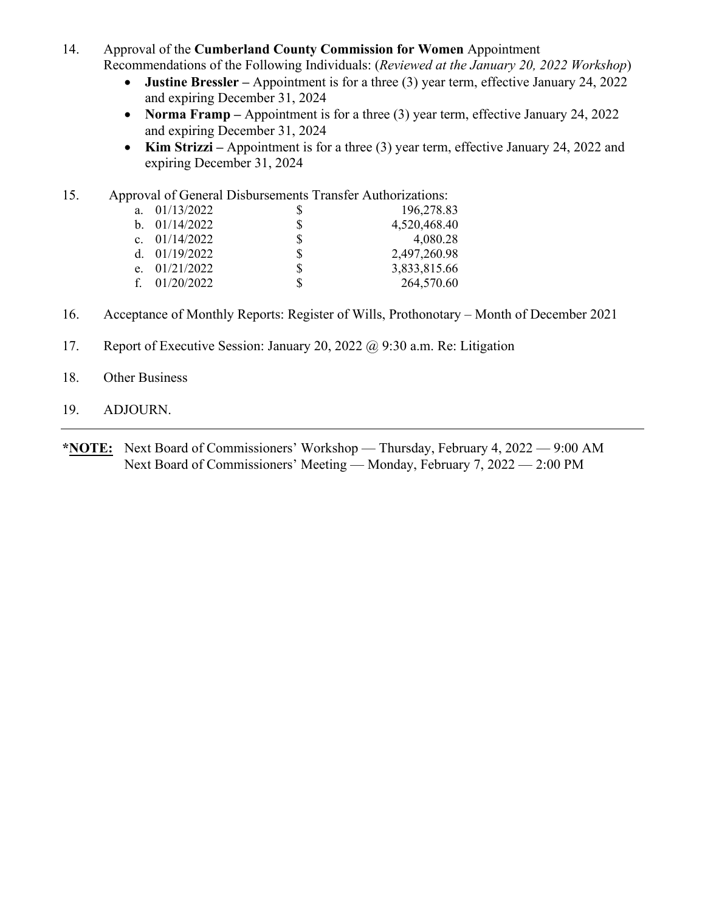14. Approval of the **Cumberland County Commission for Women** Appointment Recommendations of the Following Individuals: (*Reviewed at the January 20, 2022 Workshop*)
    - **Justine Bressler –** Appointment is for a three (3) year term, effective January 24, 2022 and expiring December 31, 2024
    - **Norma Framp –** Appointment is for a three (3) year term, effective January 24, 2022 and expiring December 31, 2024
    - **Kim Strizzi –** Appointment is for a three (3) year term, effective January 24, 2022 and expiring December 31, 2024

15. Approval of General Disbursements Transfer Authorizations:

| | | |
|---|---|---|
| a. 01/13/2022 | $ | 196,278.83 |
| b. 01/14/2022 | $ | 4,520,468.40 |
| c. 01/14/2022 | $ | 4,080.28 |
| d. 01/19/2022 | $ | 2,497,260.98 |
| e. 01/21/2022 | $ | 3,833,815.66 |
| f. 01/20/2022 | $ | 264,570.60 |

16. Acceptance of Monthly Reports: Register of Wills, Prothonotary – Month of December 2021

17. Report of Executive Session: January 20, 2022 @ 9:30 a.m. Re: Litigation

18. Other Business

19. ADJOURN.

---

***NOTE:** Next Board of Commissioners' Workshop — Thursday, February 4, 2022 — 9:00 AM
Next Board of Commissioners' Meeting — Monday, February 7, 2022 — 2:00 PM